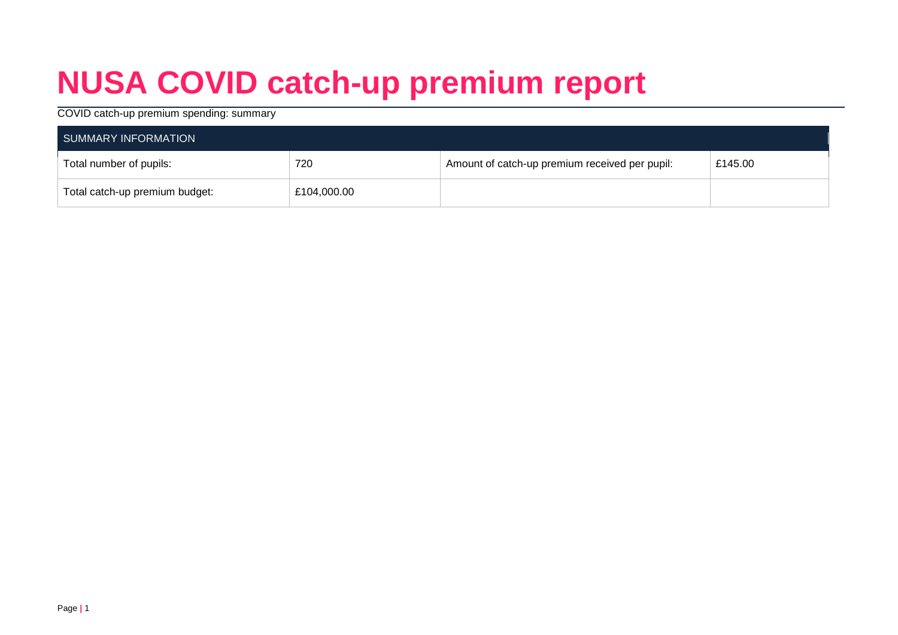# NUSA COVID catch-up premium report

COVID catch-up premium spending: summary

| SUMMARY INFORMATION | | | |
|---|---|---|---|
| Total number of pupils: | 720 | Amount of catch-up premium received per pupil: | £145.00 |
| Total catch-up premium budget: | £104,000.00 | | |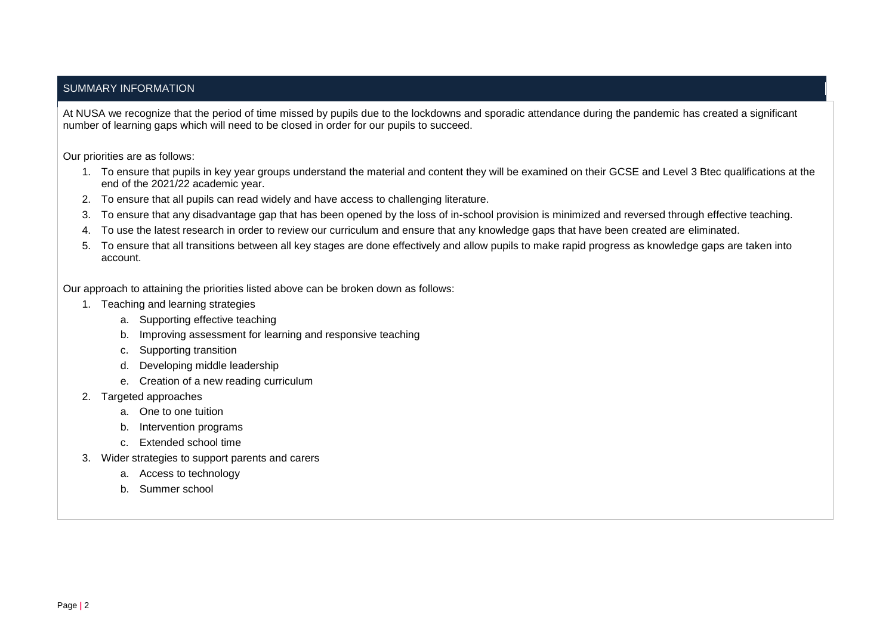## SUMMARY INFORMATION

At NUSA we recognize that the period of time missed by pupils due to the lockdowns and sporadic attendance during the pandemic has created a significant number of learning gaps which will need to be closed in order for our pupils to succeed.

Our priorities are as follows:

1. To ensure that pupils in key year groups understand the material and content they will be examined on their GCSE and Level 3 Btec qualifications at the end of the 2021/22 academic year.
2. To ensure that all pupils can read widely and have access to challenging literature.
3. To ensure that any disadvantage gap that has been opened by the loss of in-school provision is minimized and reversed through effective teaching.
4. To use the latest research in order to review our curriculum and ensure that any knowledge gaps that have been created are eliminated.
5. To ensure that all transitions between all key stages are done effectively and allow pupils to make rapid progress as knowledge gaps are taken into account.

Our approach to attaining the priorities listed above can be broken down as follows:

1. Teaching and learning strategies
   a. Supporting effective teaching
   b. Improving assessment for learning and responsive teaching
   c. Supporting transition
   d. Developing middle leadership
   e. Creation of a new reading curriculum
2. Targeted approaches
   a. One to one tuition
   b. Intervention programs
   c. Extended school time
3. Wider strategies to support parents and carers
   a. Access to technology
   b. Summer school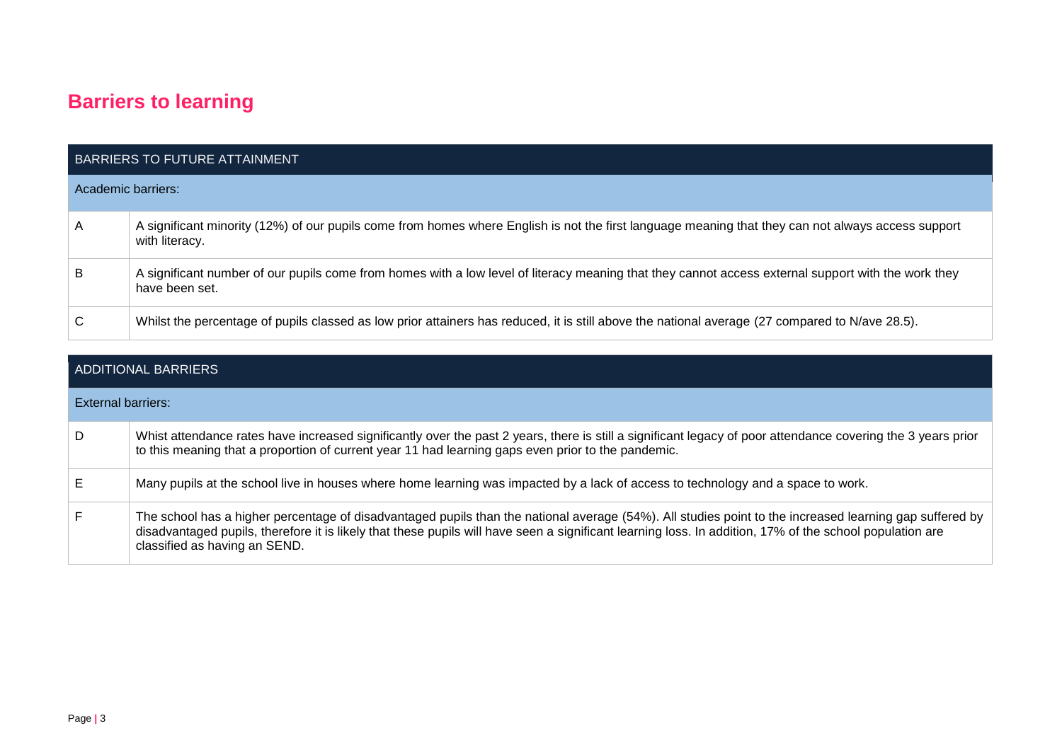# Barriers to learning

| BARRIERS TO FUTURE ATTAINMENT | |
|---|---|
| Academic barriers: | |
| A | A significant minority (12%) of our pupils come from homes where English is not the first language meaning that they can not always access support with literacy. |
| B | A significant number of our pupils come from homes with a low level of literacy meaning that they cannot access external support with the work they have been set. |
| C | Whilst the percentage of pupils classed as low prior attainers has reduced, it is still above the national average (27 compared to N/ave 28.5). |

| ADDITIONAL BARRIERS | |
|---|---|
| External barriers: | |
| D | Whist attendance rates have increased significantly over the past 2 years, there is still a significant legacy of poor attendance covering the 3 years prior to this meaning that a proportion of current year 11 had learning gaps even prior to the pandemic. |
| E | Many pupils at the school live in houses where home learning was impacted by a lack of access to technology and a space to work. |
| F | The school has a higher percentage of disadvantaged pupils than the national average (54%). All studies point to the increased learning gap suffered by disadvantaged pupils, therefore it is likely that these pupils will have seen a significant learning loss. In addition, 17% of the school population are classified as having an SEND. |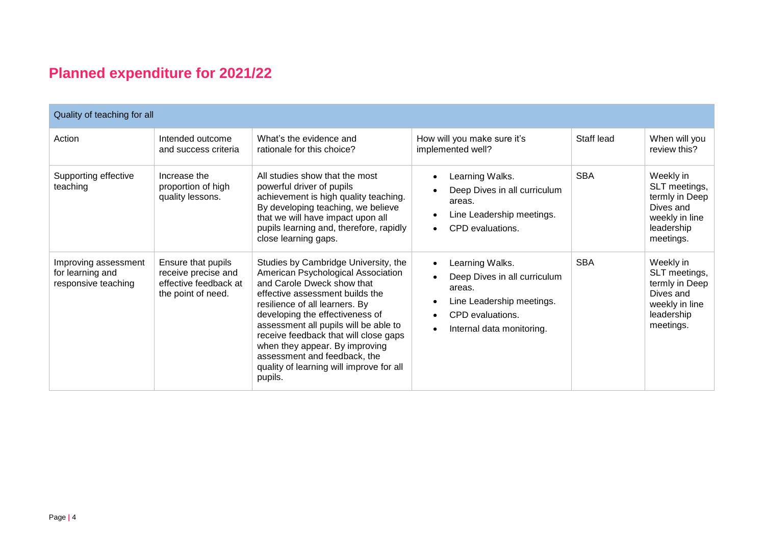## Planned expenditure for 2021/22

| Quality of teaching for all | | | | | |
|---|---|---|---|---|---|
| Action | Intended outcome and success criteria | What's the evidence and rationale for this choice? | How will you make sure it's implemented well? | Staff lead | When will you review this? |
| Supporting effective teaching | Increase the proportion of high quality lessons. | All studies show that the most powerful driver of pupils achievement is high quality teaching. By developing teaching, we believe that we will have impact upon all pupils learning and, therefore, rapidly close learning gaps. | • Learning Walks.<br>• Deep Dives in all curriculum areas.<br>• Line Leadership meetings.<br>• CPD evaluations. | SBA | Weekly in SLT meetings, termly in Deep Dives and weekly in line leadership meetings. |
| Improving assessment for learning and responsive teaching | Ensure that pupils receive precise and effective feedback at the point of need. | Studies by Cambridge University, the American Psychological Association and Carole Dweck show that effective assessment builds the resilience of all learners. By developing the effectiveness of assessment all pupils will be able to receive feedback that will close gaps when they appear. By improving assessment and feedback, the quality of learning will improve for all pupils. | • Learning Walks.<br>• Deep Dives in all curriculum areas.<br>• Line Leadership meetings.<br>• CPD evaluations.<br>• Internal data monitoring. | SBA | Weekly in SLT meetings, termly in Deep Dives and weekly in line leadership meetings. |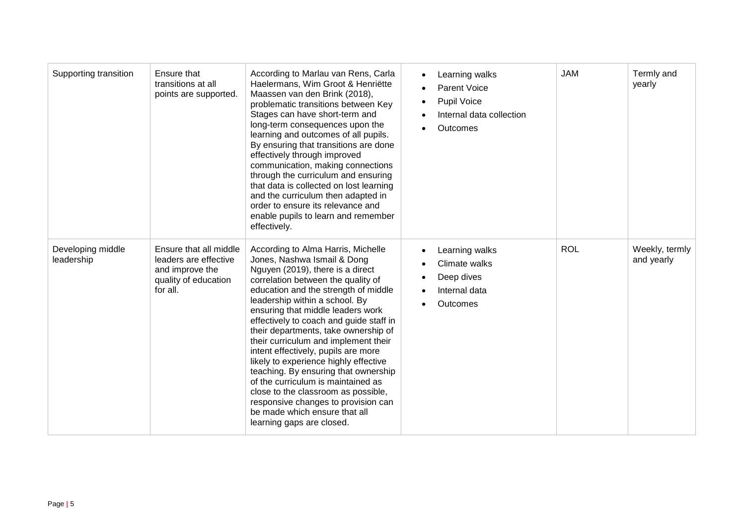| Supporting transition | Ensure that transitions at all points are supported. | According to Marlau van Rens, Carla Haelermans, Wim Groot & Henriëtte Maassen van den Brink (2018), problematic transitions between Key Stages can have short-term and long-term consequences upon the learning and outcomes of all pupils. By ensuring that transitions are done effectively through improved communication, making connections through the curriculum and ensuring that data is collected on lost learning and the curriculum then adapted in order to ensure its relevance and enable pupils to learn and remember effectively. | <ul><li>Learning walks</li><li>Parent Voice</li><li>Pupil Voice</li><li>Internal data collection</li><li>Outcomes</li></ul> | JAM | Termly and yearly |
|---|---|---|---|---|---|
| Developing middle leadership | Ensure that all middle leaders are effective and improve the quality of education for all. | According to Alma Harris, Michelle Jones, Nashwa Ismail & Dong Nguyen (2019), there is a direct correlation between the quality of education and the strength of middle leadership within a school. By ensuring that middle leaders work effectively to coach and guide staff in their departments, take ownership of their curriculum and implement their intent effectively, pupils are more likely to experience highly effective teaching. By ensuring that ownership of the curriculum is maintained as close to the classroom as possible, responsive changes to provision can be made which ensure that all learning gaps are closed. | <ul><li>Learning walks</li><li>Climate walks</li><li>Deep dives</li><li>Internal data</li><li>Outcomes</li></ul> | ROL | Weekly, termly and yearly |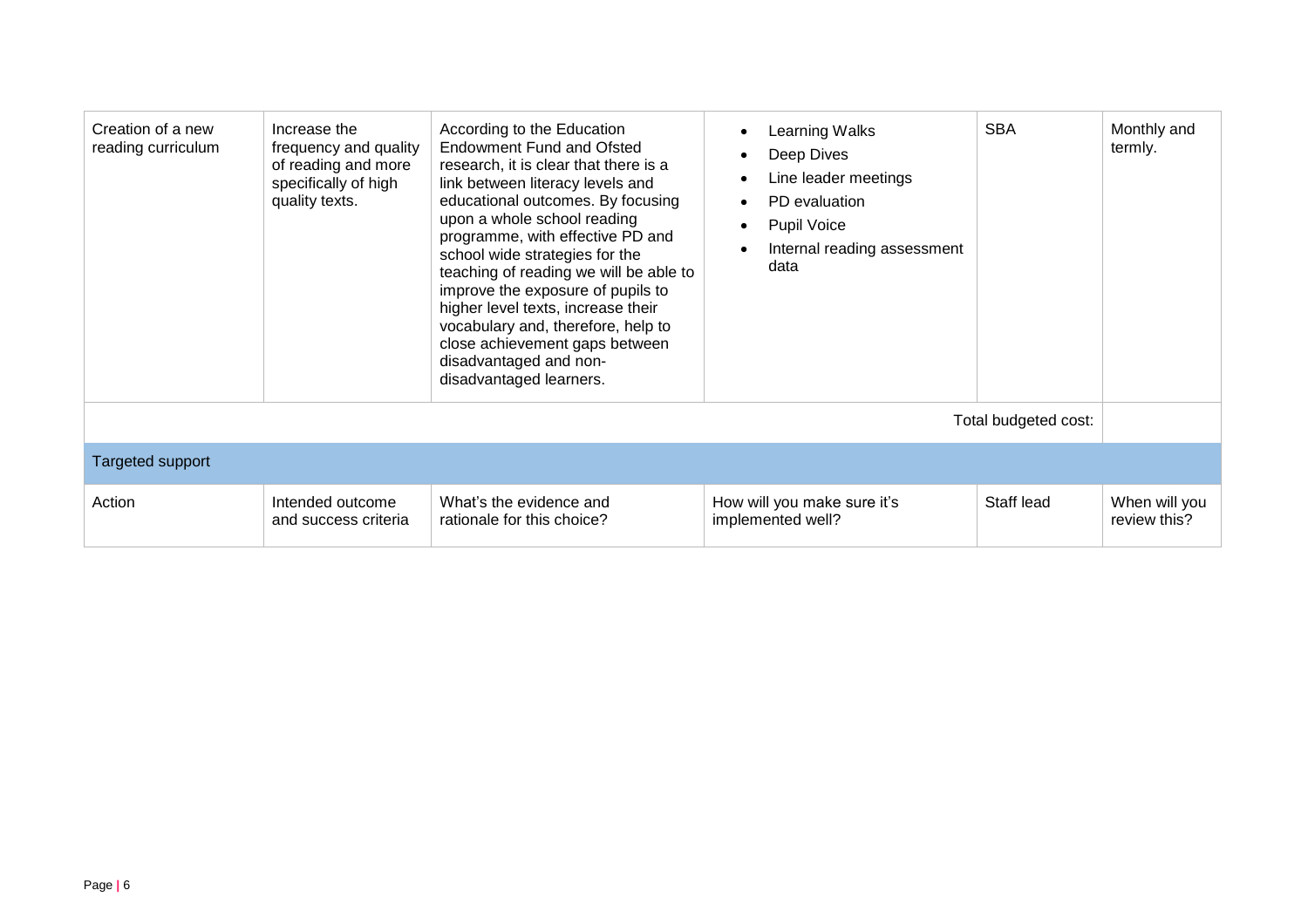| Creation of a new reading curriculum | Increase the frequency and quality of reading and more specifically of high quality texts. | According to the Education Endowment Fund and Ofsted research, it is clear that there is a link between literacy levels and educational outcomes. By focusing upon a whole school reading programme, with effective PD and school wide strategies for the teaching of reading we will be able to improve the exposure of pupils to higher level texts, increase their vocabulary and, therefore, help to close achievement gaps between disadvantaged and non-disadvantaged learners. | • Learning Walks<br>• Deep Dives<br>• Line leader meetings<br>• PD evaluation<br>• Pupil Voice<br>• Internal reading assessment data | SBA | Monthly and termly. |
|---|---|---|---|---|---|
| | | | | Total budgeted cost: | |
| **Targeted support** | | | | | |
| Action | Intended outcome and success criteria | What's the evidence and rationale for this choice? | How will you make sure it's implemented well? | Staff lead | When will you review this? |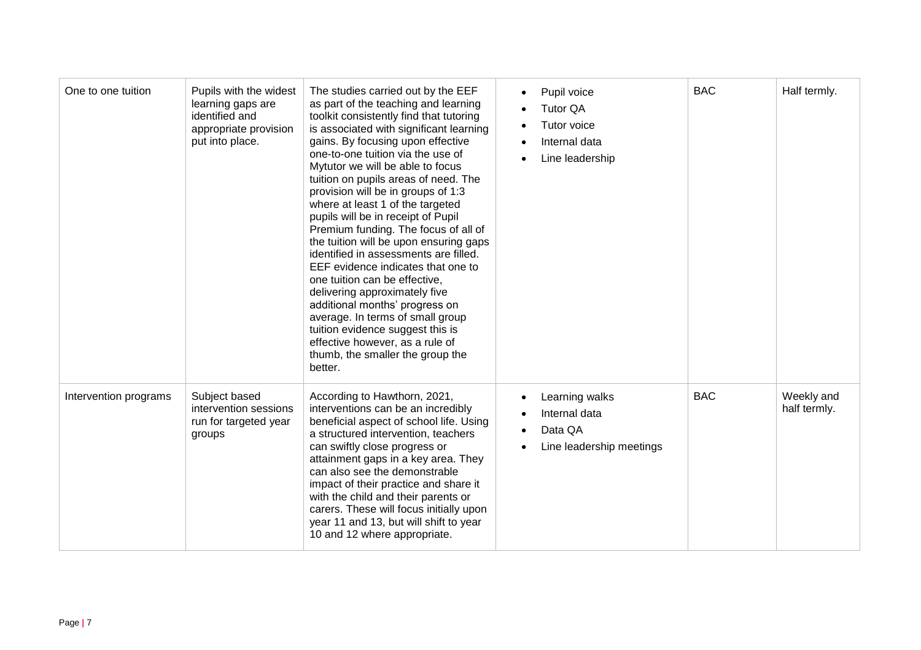| | | | | | |
|---|---|---|---|---|---|
| One to one tuition | Pupils with the widest learning gaps are identified and appropriate provision put into place. | The studies carried out by the EEF as part of the teaching and learning toolkit consistently find that tutoring is associated with significant learning gains. By focusing upon effective one-to-one tuition via the use of Mytutor we will be able to focus tuition on pupils areas of need. The provision will be in groups of 1:3 where at least 1 of the targeted pupils will be in receipt of Pupil Premium funding. The focus of all of the tuition will be upon ensuring gaps identified in assessments are filled. EEF evidence indicates that one to one tuition can be effective, delivering approximately five additional months' progress on average. In terms of small group tuition evidence suggest this is effective however, as a rule of thumb, the smaller the group the better. | <ul><li>Pupil voice</li><li>Tutor QA</li><li>Tutor voice</li><li>Internal data</li><li>Line leadership</li></ul> | BAC | Half termly. |
| Intervention programs | Subject based intervention sessions run for targeted year groups | According to Hawthorn, 2021, interventions can be an incredibly beneficial aspect of school life. Using a structured intervention, teachers can swiftly close progress or attainment gaps in a key area. They can also see the demonstrable impact of their practice and share it with the child and their parents or carers. These will focus initially upon year 11 and 13, but will shift to year 10 and 12 where appropriate. | <ul><li>Learning walks</li><li>Internal data</li><li>Data QA</li><li>Line leadership meetings</li></ul> | BAC | Weekly and half termly. |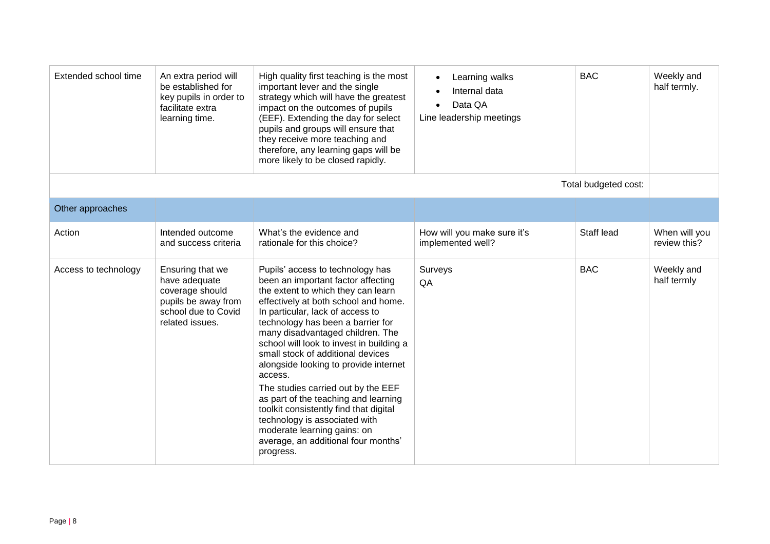| Extended school time | An extra period will be established for key pupils in order to facilitate extra learning time. | High quality first teaching is the most important lever and the single strategy which will have the greatest impact on the outcomes of pupils (EEF). Extending the day for select pupils and groups will ensure that they receive more teaching and therefore, any learning gaps will be more likely to be closed rapidly. | • Learning walks<br>• Internal data<br>• Data QA<br>Line leadership meetings | BAC | Weekly and half termly. |
|---|---|---|---|---|---|
| | | | | Total budgeted cost: | |
| Other approaches | | | | | |
| Action | Intended outcome and success criteria | What's the evidence and rationale for this choice? | How will you make sure it's implemented well? | Staff lead | When will you review this? |
| Access to technology | Ensuring that we have adequate coverage should pupils be away from school due to Covid related issues. | Pupils' access to technology has been an important factor affecting the extent to which they can learn effectively at both school and home. In particular, lack of access to technology has been a barrier for many disadvantaged children. The school will look to invest in building a small stock of additional devices alongside looking to provide internet access.<br>The studies carried out by the EEF as part of the teaching and learning toolkit consistently find that digital technology is associated with moderate learning gains: on average, an additional four months' progress. | Surveys<br>QA | BAC | Weekly and half termly |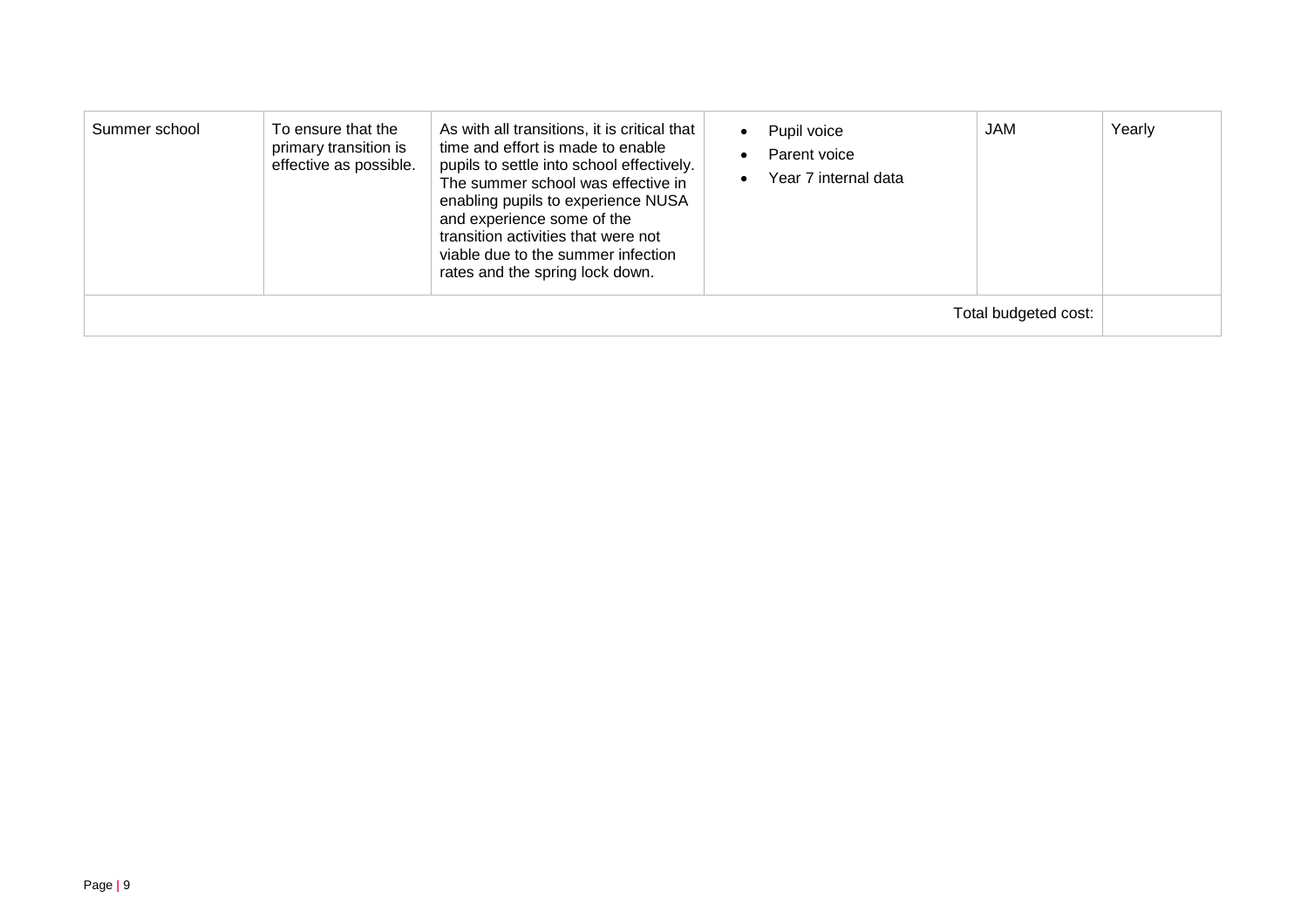| | | | | | |
|---|---|---|---|---|---|
| Summer school | To ensure that the primary transition is effective as possible. | As with all transitions, it is critical that time and effort is made to enable pupils to settle into school effectively. The summer school was effective in enabling pupils to experience NUSA and experience some of the transition activities that were not viable due to the summer infection rates and the spring lock down. | • Pupil voice<br>• Parent voice<br>• Year 7 internal data | JAM | Yearly |
| | | | | Total budgeted cost: | |